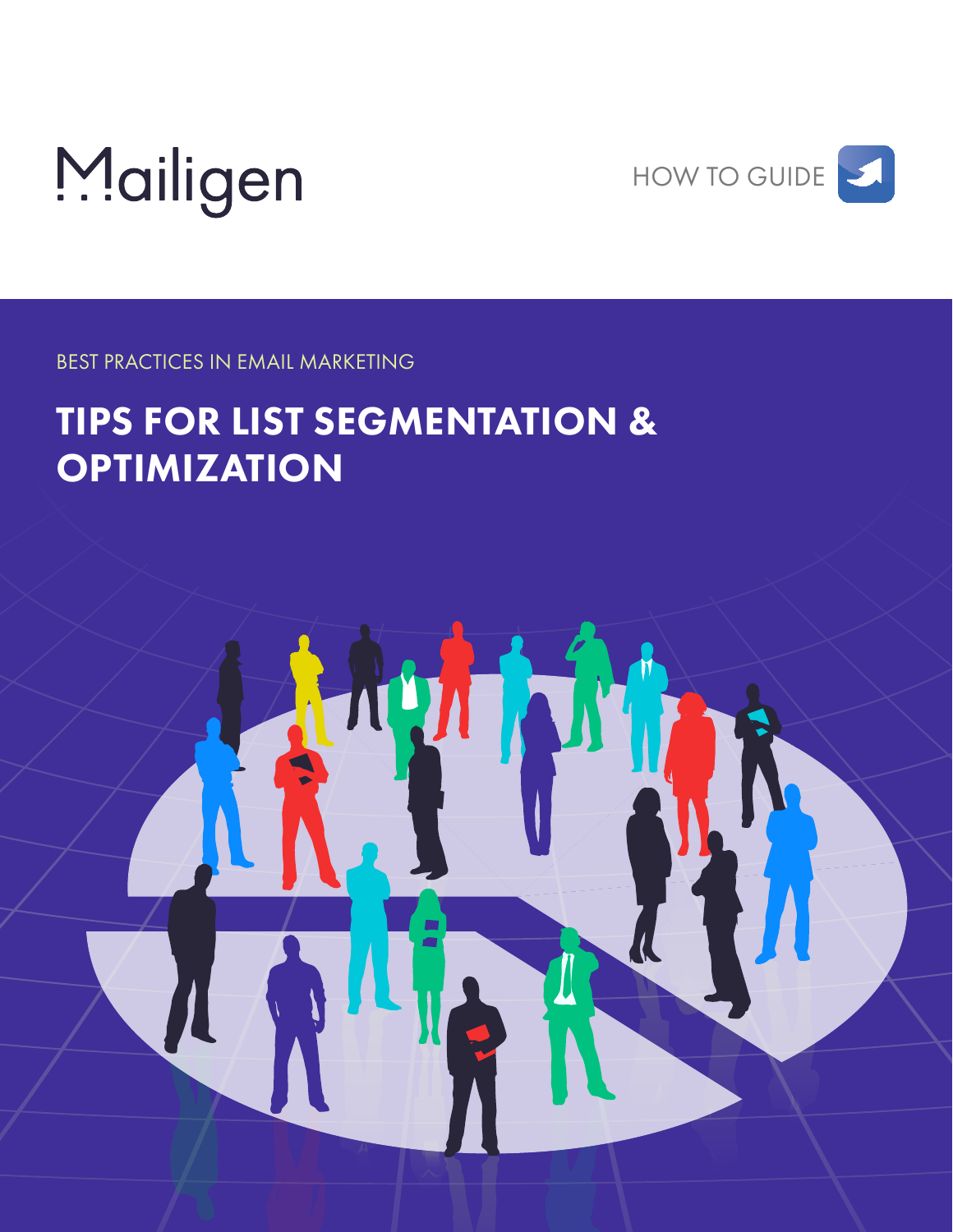Mailigen

HOW TO GUIDE

BEST PRACTICES IN EMAIL MARKETING

# TIPS FOR LIST SEGMENTATION & OPTIMIZATION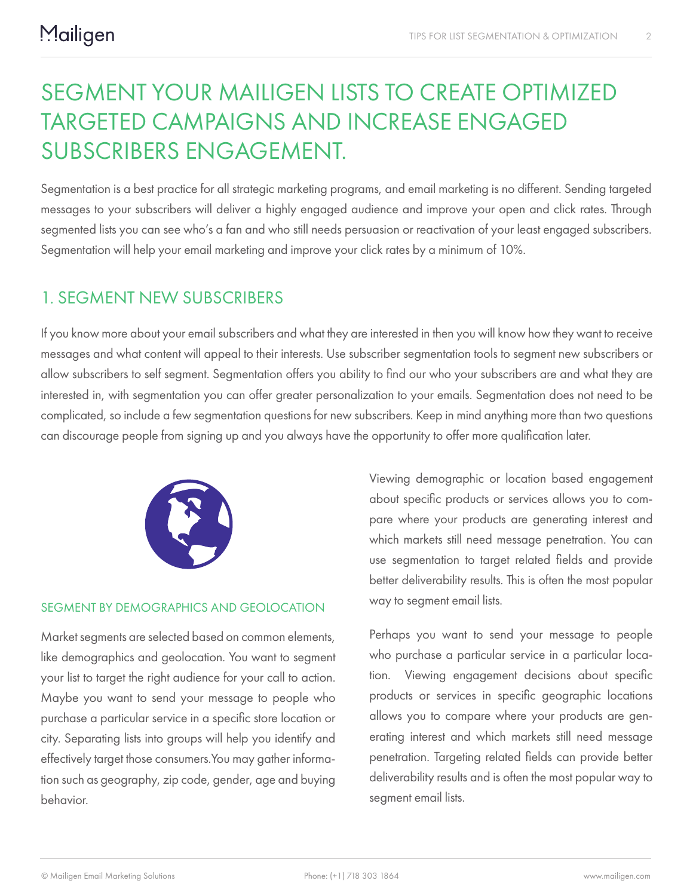# SEGMENT YOUR MAILIGEN LISTS TO CREATE OPTIMIZED TARGETED CAMPAIGNS AND INCREASE ENGAGED SUBSCRIBERS ENGAGEMENT.

Segmentation is a best practice for all strategic marketing programs, and email marketing is no different. Sending targeted messages to your subscribers will deliver a highly engaged audience and improve your open and click rates. Through segmented lists you can see who's a fan and who still needs persuasion or reactivation of your least engaged subscribers. Segmentation will help your email marketing and improve your click rates by a minimum of 10%.

## 1. SEGMENT NEW SUBSCRIBERS

If you know more about your email subscribers and what they are interested in then you will know how they want to receive messages and what content will appeal to their interests. Use subscriber segmentation tools to segment new subscribers or allow subscribers to self segment. Segmentation offers you ability to find our who your subscribers are and what they are interested in, with segmentation you can offer greater personalization to your emails. Segmentation does not need to be complicated, so include a few segmentation questions for new subscribers. Keep in mind anything more than two questions can discourage people from signing up and you always have the opportunity to offer more qualification later.

### SEGMENT BY DEMOGRAPHICS AND GEOLOCATION

Market segments are selected based on common elements, like demographics and geolocation. You want to segment your list to target the right audience for your call to action. Maybe you want to send your message to people who purchase a particular service in a specific store location or city. Separating lists into groups will help you identify and effectively target those consumers.You may gather information such as geography, zip code, gender, age and buying behavior.

Viewing demographic or location based engagement about specific products or services allows you to compare where your products are generating interest and which markets still need message penetration. You can use segmentation to target related fields and provide better deliverability results. This is often the most popular way to segment email lists.

Perhaps you want to send your message to people who purchase a particular service in a particular location. Viewing engagement decisions about specific products or services in specific geographic locations allows you to compare where your products are generating interest and which markets still need message penetration. Targeting related fields can provide better deliverability results and is often the most popular way to segment email lists.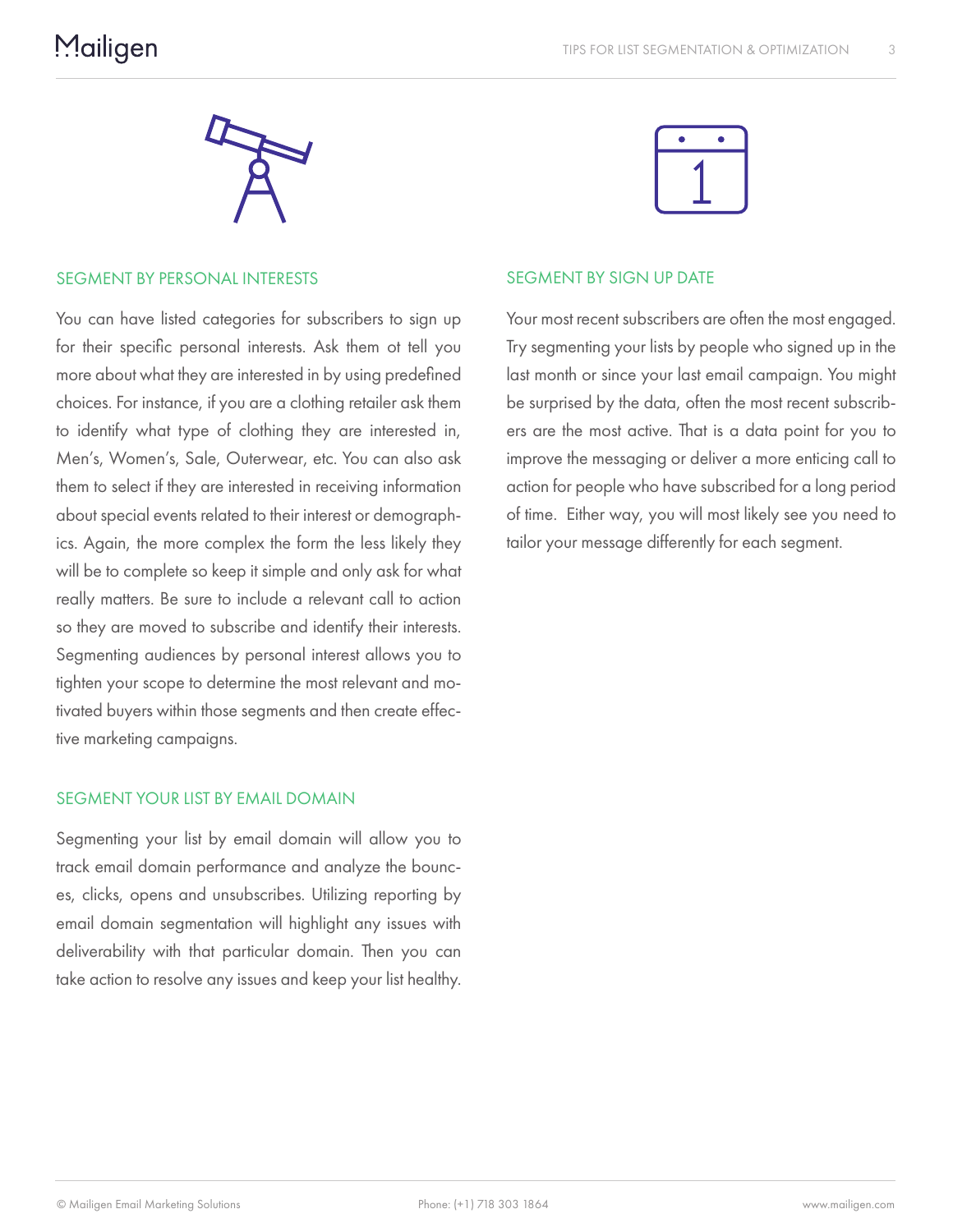## SEGMENT BY PERSONAL INTERESTS

You can have listed categories for subscribers to sign up for their specific personal interests. Ask them ot tell you more about what they are interested in by using predefined choices. For instance, if you are a clothing retailer ask them to identify what type of clothing they are interested in, Men's, Women's, Sale, Outerwear, etc. You can also ask them to select if they are interested in receiving information about special events related to their interest or demographics. Again, the more complex the form the less likely they will be to complete so keep it simple and only ask for what really matters. Be sure to include a relevant call to action so they are moved to subscribe and identify their interests. Segmenting audiences by personal interest allows you to tighten your scope to determine the most relevant and motivated buyers within those segments and then create effective marketing campaigns.

## SEGMENT YOUR LIST BY EMAIL DOMAIN

Segmenting your list by email domain will allow you to track email domain performance and analyze the bounces, clicks, opens and unsubscribes. Utilizing reporting by email domain segmentation will highlight any issues with deliverability with that particular domain. Then you can take action to resolve any issues and keep your list healthy.

## SEGMENT BY SIGN UP DATE

Your most recent subscribers are often the most engaged. Try segmenting your lists by people who signed up in the last month or since your last email campaign. You might be surprised by the data, often the most recent subscribers are the most active. That is a data point for you to improve the messaging or deliver a more enticing call to action for people who have subscribed for a long period of time. Either way, you will most likely see you need to tailor your message differently for each segment.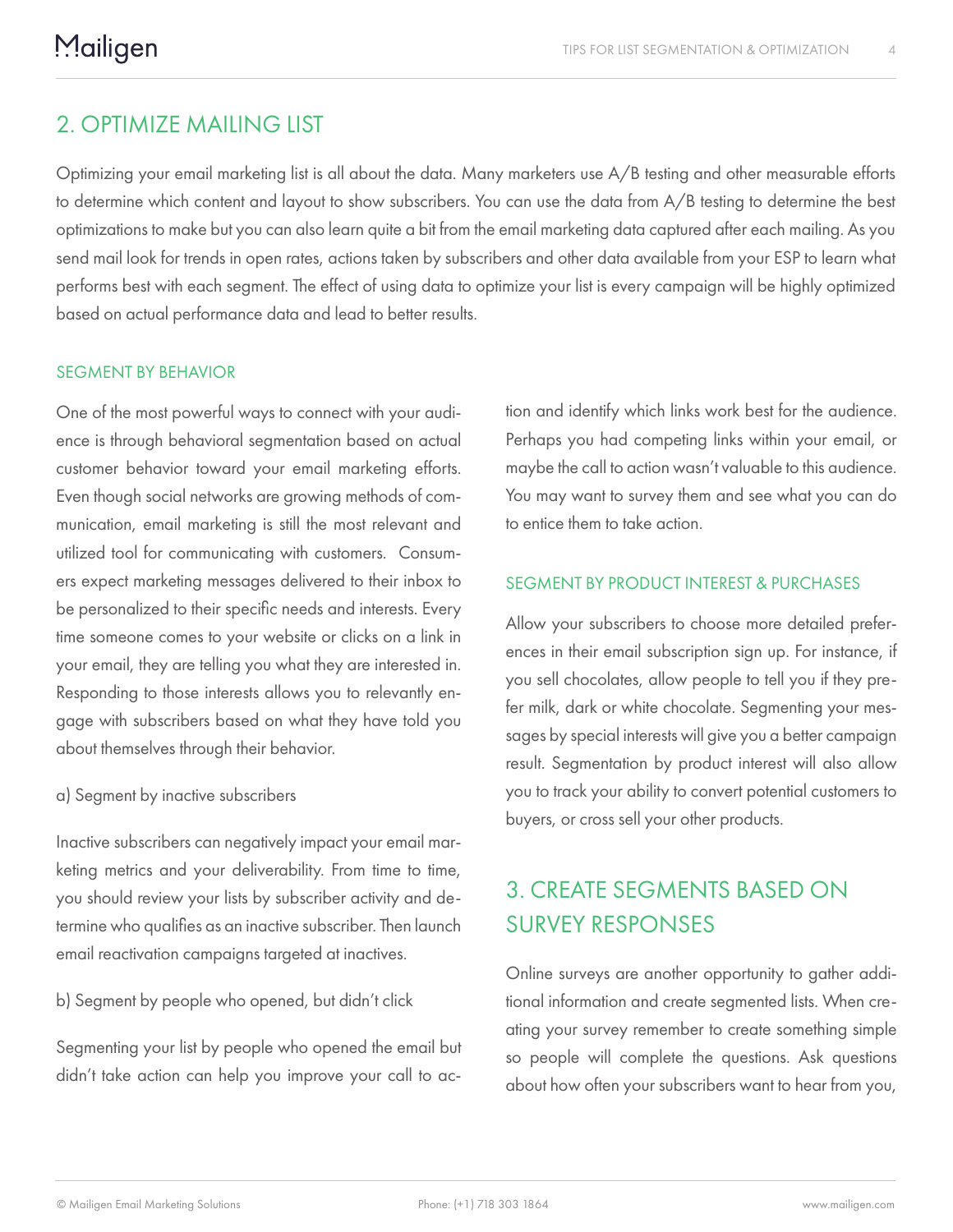## 2. OPTIMIZE MAILING LIST

Optimizing your email marketing list is all about the data. Many marketers use A/B testing and other measurable efforts to determine which content and layout to show subscribers. You can use the data from A/B testing to determine the best optimizations to make but you can also learn quite a bit from the email marketing data captured after each mailing. As you send mail look for trends in open rates, actions taken by subscribers and other data available from your ESP to learn what performs best with each segment. The effect of using data to optimize your list is every campaign will be highly optimized based on actual performance data and lead to better results.

### SEGMENT BY BEHAVIOR

One of the most powerful ways to connect with your audience is through behavioral segmentation based on actual customer behavior toward your email marketing efforts. Even though social networks are growing methods of communication, email marketing is still the most relevant and utilized tool for communicating with customers. Consumers expect marketing messages delivered to their inbox to be personalized to their specific needs and interests. Every time someone comes to your website or clicks on a link in your email, they are telling you what they are interested in. Responding to those interests allows you to relevantly engage with subscribers based on what they have told you about themselves through their behavior.

a) Segment by inactive subscribers

Inactive subscribers can negatively impact your email marketing metrics and your deliverability. From time to time, you should review your lists by subscriber activity and determine who qualifies as an inactive subscriber. Then launch email reactivation campaigns targeted at inactives.

b) Segment by people who opened, but didn't click

Segmenting your list by people who opened the email but didn't take action can help you improve your call to action and identify which links work best for the audience. Perhaps you had competing links within your email, or maybe the call to action wasn't valuable to this audience. You may want to survey them and see what you can do to entice them to take action.

### SEGMENT BY PRODUCT INTEREST & PURCHASES

Allow your subscribers to choose more detailed preferences in their email subscription sign up. For instance, if you sell chocolates, allow people to tell you if they prefer milk, dark or white chocolate. Segmenting your messages by special interests will give you a better campaign result. Segmentation by product interest will also allow you to track your ability to convert potential customers to buyers, or cross sell your other products.

## 3. CREATE SEGMENTS BASED ON SURVEY RESPONSES

Online surveys are another opportunity to gather additional information and create segmented lists. When creating your survey remember to create something simple so people will complete the questions. Ask questions about how often your subscribers want to hear from you,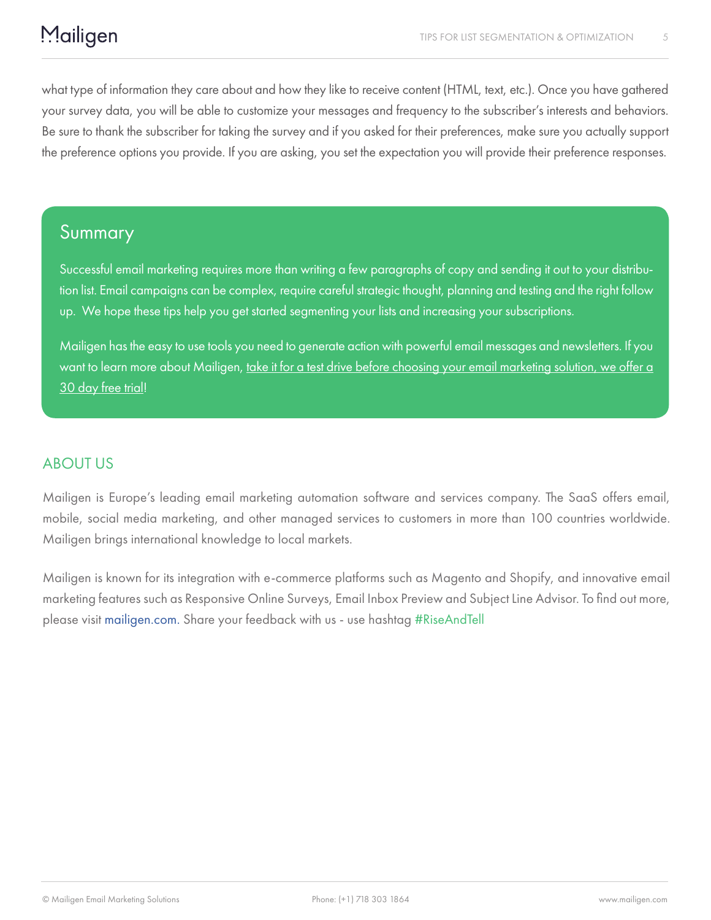what type of information they care about and how they like to receive content (HTML, text, etc.). Once you have gathered your survey data, you will be able to customize your messages and frequency to the subscriber's interests and behaviors. Be sure to thank the subscriber for taking the survey and if you asked for their preferences, make sure you actually support the preference options you provide. If you are asking, you set the expectation you will provide their preference responses.

## Summary

Successful email marketing requires more than writing a few paragraphs of copy and sending it out to your distribution list. Email campaigns can be complex, require careful strategic thought, planning and testing and the right follow up. We hope these tips help you get started segmenting your lists and increasing your subscriptions.

Mailigen has the easy to use tools you need to generate action with powerful email messages and newsletters. If you want to learn more about Mailigen, take it for a test drive before choosing your email marketing solution, we offer a 30 day free trial!

## ABOUT US

Mailigen is Europe's leading email marketing automation software and services company. The SaaS offers email, mobile, social media marketing, and other managed services to customers in more than 100 countries worldwide. Mailigen brings international knowledge to local markets.

Mailigen is known for its integration with e-commerce platforms such as Magento and Shopify, and innovative email marketing features such as Responsive Online Surveys, Email Inbox Preview and Subject Line Advisor. To find out more, please visit mailigen.com. Share your feedback with us - use hashtag #RiseAndTell

© Mailigen Email Marketing Solutions    Phone: (+1) 718 303 1864    www.mailigen.com